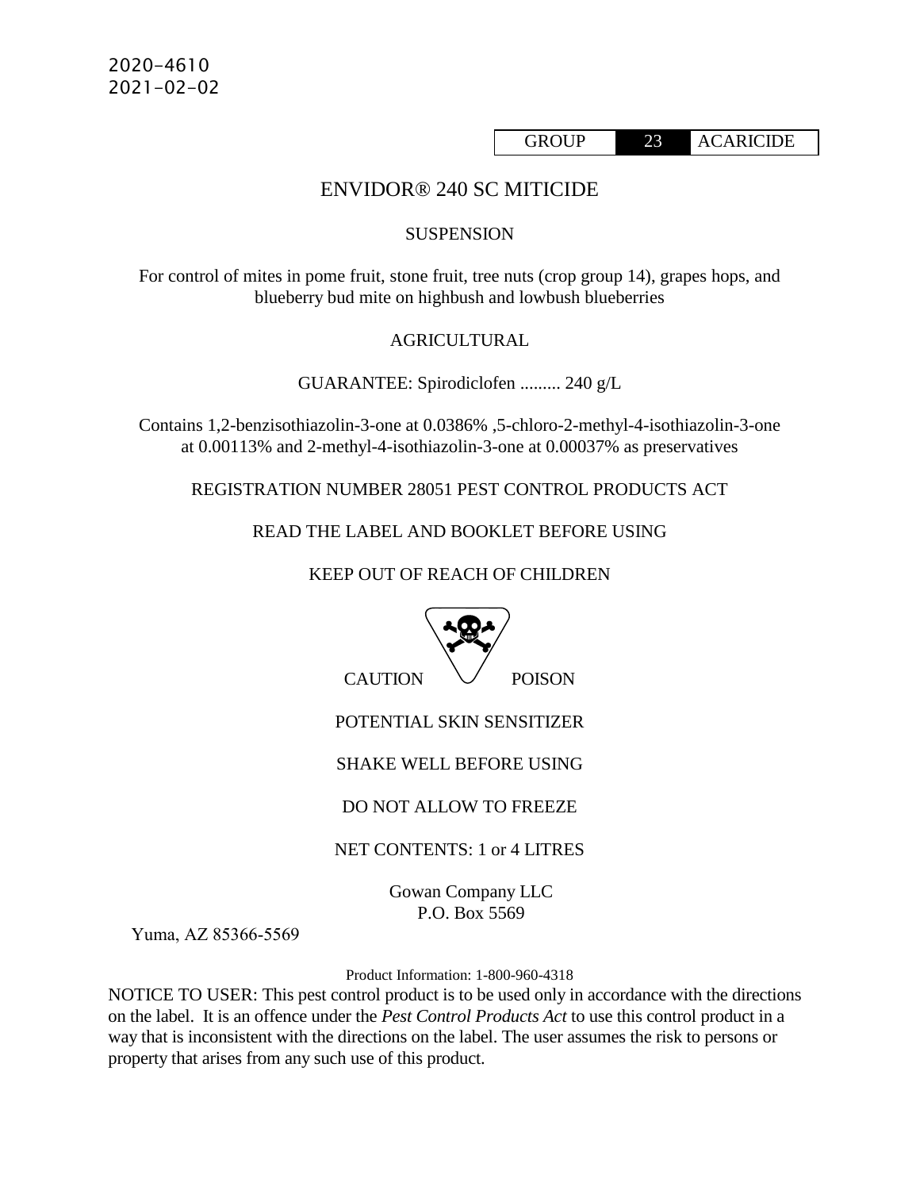2020-4610
2021-02-02

| GROUP | 23 | ACARICIDE |
|---|---|---|

# ENVIDOR® 240 SC MITICIDE

SUSPENSION

For control of mites in pome fruit, stone fruit, tree nuts (crop group 14), grapes hops, and blueberry bud mite on highbush and lowbush blueberries

AGRICULTURAL

GUARANTEE: Spirodiclofen ......... 240 g/L

Contains 1,2-benzisothiazolin-3-one at 0.0386% ,5-chloro-2-methyl-4-isothiazolin-3-one at 0.00113% and 2-methyl-4-isothiazolin-3-one at 0.00037% as preservatives

REGISTRATION NUMBER 28051 PEST CONTROL PRODUCTS ACT

READ THE LABEL AND BOOKLET BEFORE USING

KEEP OUT OF REACH OF CHILDREN

CAUTION POISON

POTENTIAL SKIN SENSITIZER

SHAKE WELL BEFORE USING

DO NOT ALLOW TO FREEZE

NET CONTENTS: 1 or 4 LITRES

Gowan Company LLC
P.O. Box 5569
Yuma, AZ 85366-5569

Product Information: 1-800-960-4318

NOTICE TO USER: This pest control product is to be used only in accordance with the directions on the label. It is an offence under the *Pest Control Products Act* to use this control product in a way that is inconsistent with the directions on the label. The user assumes the risk to persons or property that arises from any such use of this product.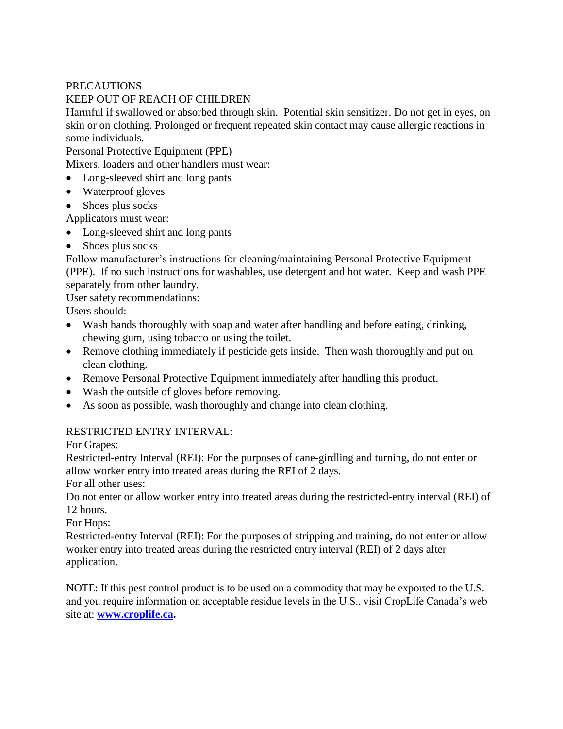PRECAUTIONS

KEEP OUT OF REACH OF CHILDREN

Harmful if swallowed or absorbed through skin. Potential skin sensitizer. Do not get in eyes, on skin or on clothing. Prolonged or frequent repeated skin contact may cause allergic reactions in some individuals.

Personal Protective Equipment (PPE)

Mixers, loaders and other handlers must wear:

- Long-sleeved shirt and long pants
- Waterproof gloves
- Shoes plus socks

Applicators must wear:

- Long-sleeved shirt and long pants
- Shoes plus socks

Follow manufacturer's instructions for cleaning/maintaining Personal Protective Equipment (PPE). If no such instructions for washables, use detergent and hot water. Keep and wash PPE separately from other laundry.

User safety recommendations:

Users should:

- Wash hands thoroughly with soap and water after handling and before eating, drinking, chewing gum, using tobacco or using the toilet.
- Remove clothing immediately if pesticide gets inside. Then wash thoroughly and put on clean clothing.
- Remove Personal Protective Equipment immediately after handling this product.
- Wash the outside of gloves before removing.
- As soon as possible, wash thoroughly and change into clean clothing.

RESTRICTED ENTRY INTERVAL:

For Grapes:

Restricted-entry Interval (REI): For the purposes of cane-girdling and turning, do not enter or allow worker entry into treated areas during the REI of 2 days.

For all other uses:

Do not enter or allow worker entry into treated areas during the restricted-entry interval (REI) of 12 hours.

For Hops:

Restricted-entry Interval (REI): For the purposes of stripping and training, do not enter or allow worker entry into treated areas during the restricted entry interval (REI) of 2 days after application.

NOTE: If this pest control product is to be used on a commodity that may be exported to the U.S. and you require information on acceptable residue levels in the U.S., visit CropLife Canada's web site at: **www.croplife.ca.**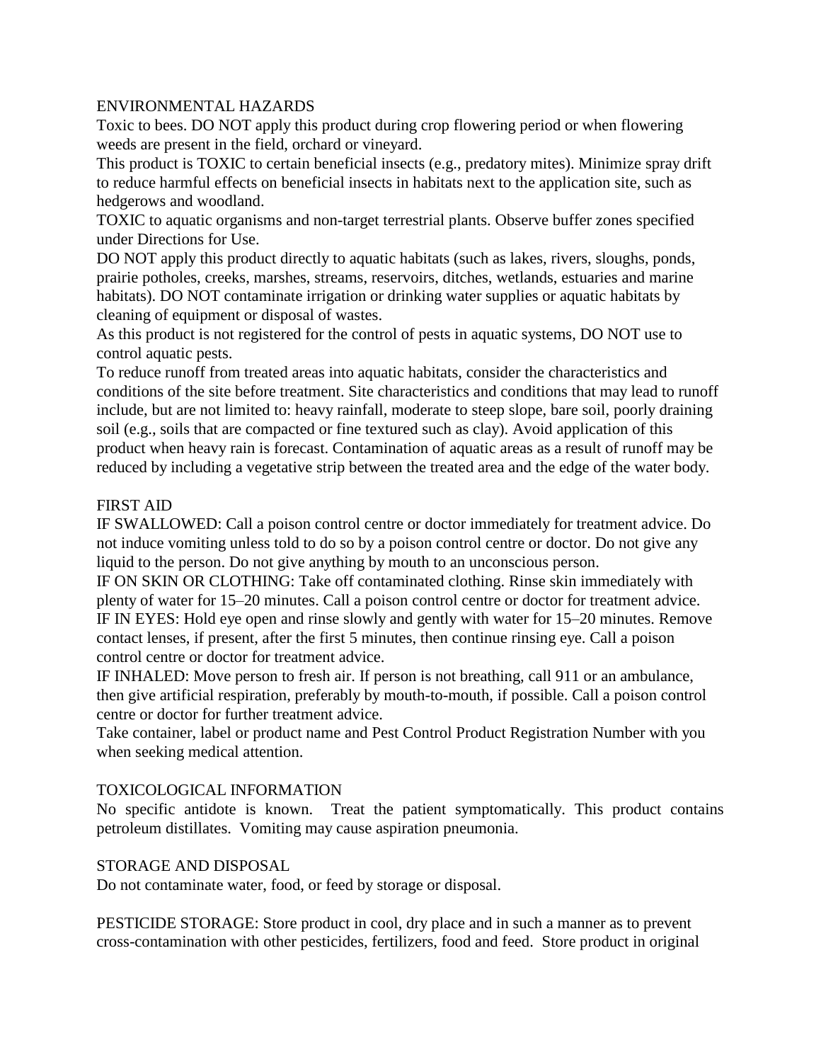## ENVIRONMENTAL HAZARDS

Toxic to bees. DO NOT apply this product during crop flowering period or when flowering weeds are present in the field, orchard or vineyard.

This product is TOXIC to certain beneficial insects (e.g., predatory mites). Minimize spray drift to reduce harmful effects on beneficial insects in habitats next to the application site, such as hedgerows and woodland.

TOXIC to aquatic organisms and non-target terrestrial plants. Observe buffer zones specified under Directions for Use.

DO NOT apply this product directly to aquatic habitats (such as lakes, rivers, sloughs, ponds, prairie potholes, creeks, marshes, streams, reservoirs, ditches, wetlands, estuaries and marine habitats). DO NOT contaminate irrigation or drinking water supplies or aquatic habitats by cleaning of equipment or disposal of wastes.

As this product is not registered for the control of pests in aquatic systems, DO NOT use to control aquatic pests.

To reduce runoff from treated areas into aquatic habitats, consider the characteristics and conditions of the site before treatment. Site characteristics and conditions that may lead to runoff include, but are not limited to: heavy rainfall, moderate to steep slope, bare soil, poorly draining soil (e.g., soils that are compacted or fine textured such as clay). Avoid application of this product when heavy rain is forecast. Contamination of aquatic areas as a result of runoff may be reduced by including a vegetative strip between the treated area and the edge of the water body.

## FIRST AID

IF SWALLOWED: Call a poison control centre or doctor immediately for treatment advice. Do not induce vomiting unless told to do so by a poison control centre or doctor. Do not give any liquid to the person. Do not give anything by mouth to an unconscious person.

IF ON SKIN OR CLOTHING: Take off contaminated clothing. Rinse skin immediately with plenty of water for 15–20 minutes. Call a poison control centre or doctor for treatment advice.

IF IN EYES: Hold eye open and rinse slowly and gently with water for 15–20 minutes. Remove contact lenses, if present, after the first 5 minutes, then continue rinsing eye. Call a poison control centre or doctor for treatment advice.

IF INHALED: Move person to fresh air. If person is not breathing, call 911 or an ambulance, then give artificial respiration, preferably by mouth-to-mouth, if possible. Call a poison control centre or doctor for further treatment advice.

Take container, label or product name and Pest Control Product Registration Number with you when seeking medical attention.

## TOXICOLOGICAL INFORMATION

No specific antidote is known. Treat the patient symptomatically. This product contains petroleum distillates. Vomiting may cause aspiration pneumonia.

## STORAGE AND DISPOSAL

Do not contaminate water, food, or feed by storage or disposal.

PESTICIDE STORAGE: Store product in cool, dry place and in such a manner as to prevent cross-contamination with other pesticides, fertilizers, food and feed. Store product in original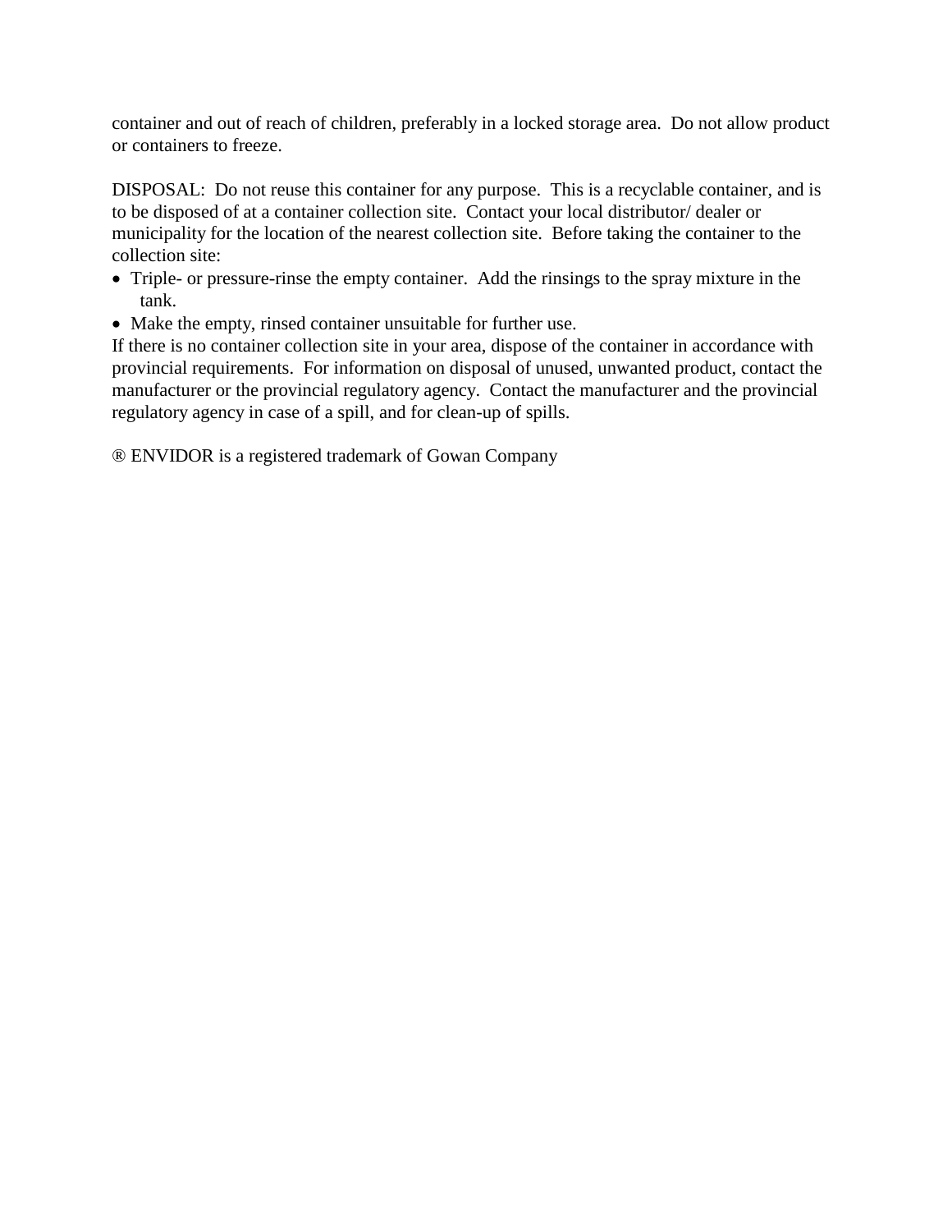container and out of reach of children, preferably in a locked storage area. Do not allow product or containers to freeze.

DISPOSAL: Do not reuse this container for any purpose. This is a recyclable container, and is to be disposed of at a container collection site. Contact your local distributor/ dealer or municipality for the location of the nearest collection site. Before taking the container to the collection site:

- Triple- or pressure-rinse the empty container. Add the rinsings to the spray mixture in the tank.
- Make the empty, rinsed container unsuitable for further use.

If there is no container collection site in your area, dispose of the container in accordance with provincial requirements. For information on disposal of unused, unwanted product, contact the manufacturer or the provincial regulatory agency. Contact the manufacturer and the provincial regulatory agency in case of a spill, and for clean-up of spills.

® ENVIDOR is a registered trademark of Gowan Company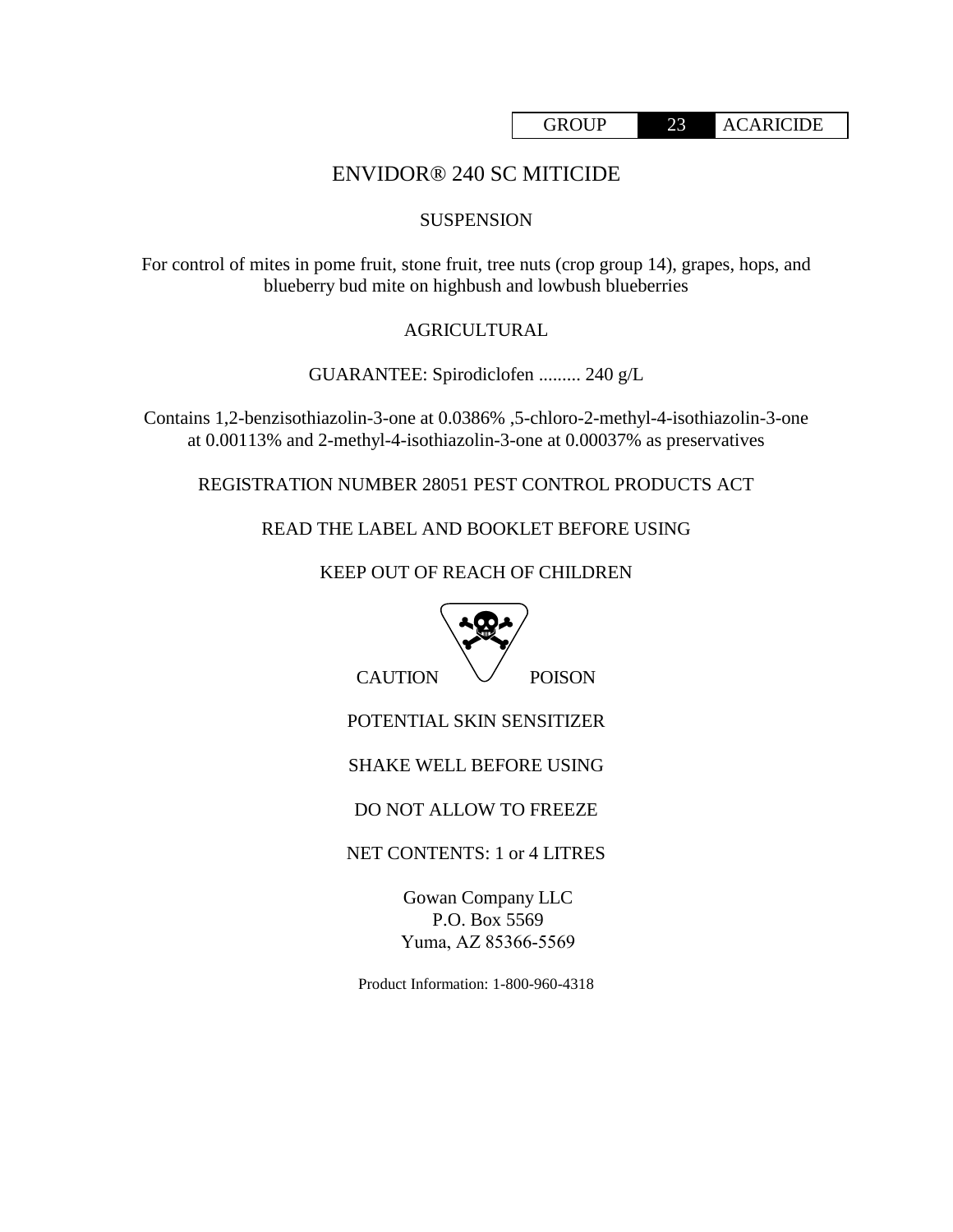| GROUP | 23 | ACARICIDE |
|---|---|---|

# ENVIDOR® 240 SC MITICIDE

SUSPENSION

For control of mites in pome fruit, stone fruit, tree nuts (crop group 14), grapes, hops, and blueberry bud mite on highbush and lowbush blueberries

AGRICULTURAL

GUARANTEE: Spirodiclofen ......... 240 g/L

Contains 1,2-benzisothiazolin-3-one at 0.0386% ,5-chloro-2-methyl-4-isothiazolin-3-one at 0.00113% and 2-methyl-4-isothiazolin-3-one at 0.00037% as preservatives

REGISTRATION NUMBER 28051 PEST CONTROL PRODUCTS ACT

READ THE LABEL AND BOOKLET BEFORE USING

KEEP OUT OF REACH OF CHILDREN

CAUTION POISON

POTENTIAL SKIN SENSITIZER

SHAKE WELL BEFORE USING

DO NOT ALLOW TO FREEZE

NET CONTENTS: 1 or 4 LITRES

Gowan Company LLC
P.O. Box 5569
Yuma, AZ 85366-5569

Product Information: 1-800-960-4318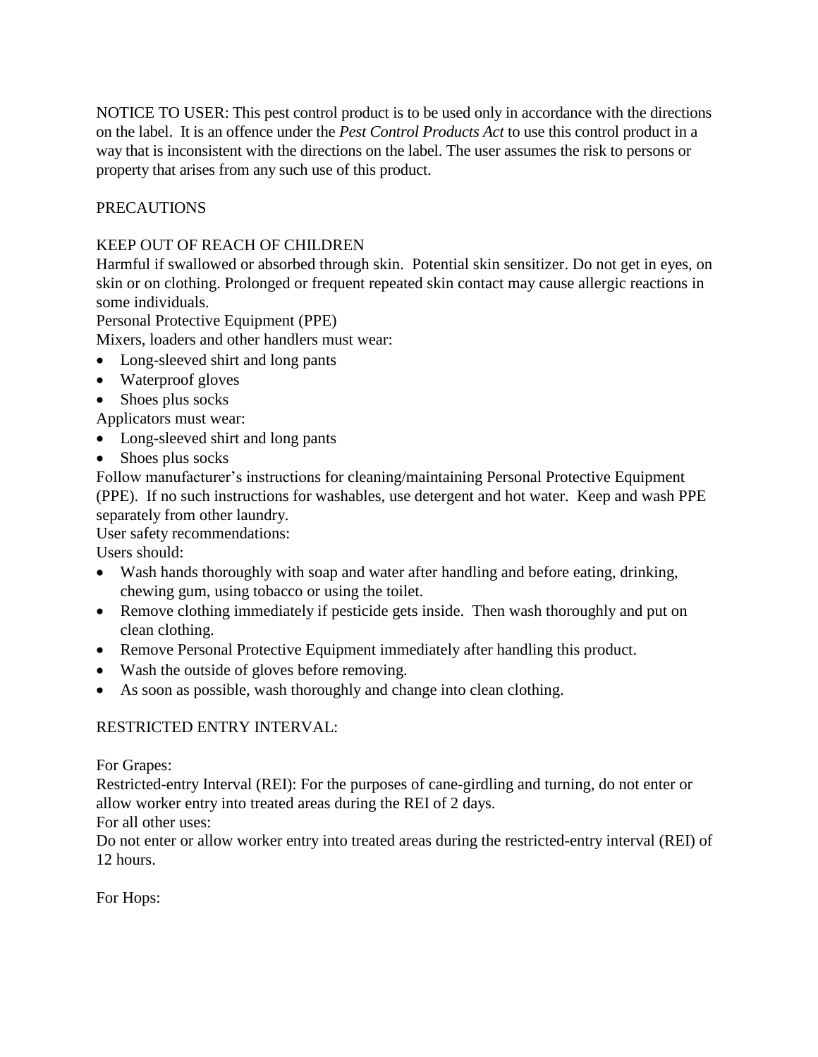NOTICE TO USER: This pest control product is to be used only in accordance with the directions on the label. It is an offence under the *Pest Control Products Act* to use this control product in a way that is inconsistent with the directions on the label. The user assumes the risk to persons or property that arises from any such use of this product.

PRECAUTIONS

KEEP OUT OF REACH OF CHILDREN

Harmful if swallowed or absorbed through skin. Potential skin sensitizer. Do not get in eyes, on skin or on clothing. Prolonged or frequent repeated skin contact may cause allergic reactions in some individuals.

Personal Protective Equipment (PPE)

Mixers, loaders and other handlers must wear:

- Long-sleeved shirt and long pants
- Waterproof gloves
- Shoes plus socks

Applicators must wear:

- Long-sleeved shirt and long pants
- Shoes plus socks

Follow manufacturer's instructions for cleaning/maintaining Personal Protective Equipment (PPE). If no such instructions for washables, use detergent and hot water. Keep and wash PPE separately from other laundry.

User safety recommendations:

Users should:

- Wash hands thoroughly with soap and water after handling and before eating, drinking, chewing gum, using tobacco or using the toilet.
- Remove clothing immediately if pesticide gets inside. Then wash thoroughly and put on clean clothing.
- Remove Personal Protective Equipment immediately after handling this product.
- Wash the outside of gloves before removing.
- As soon as possible, wash thoroughly and change into clean clothing.

RESTRICTED ENTRY INTERVAL:

For Grapes:

Restricted-entry Interval (REI): For the purposes of cane-girdling and turning, do not enter or allow worker entry into treated areas during the REI of 2 days.

For all other uses:

Do not enter or allow worker entry into treated areas during the restricted-entry interval (REI) of 12 hours.

For Hops: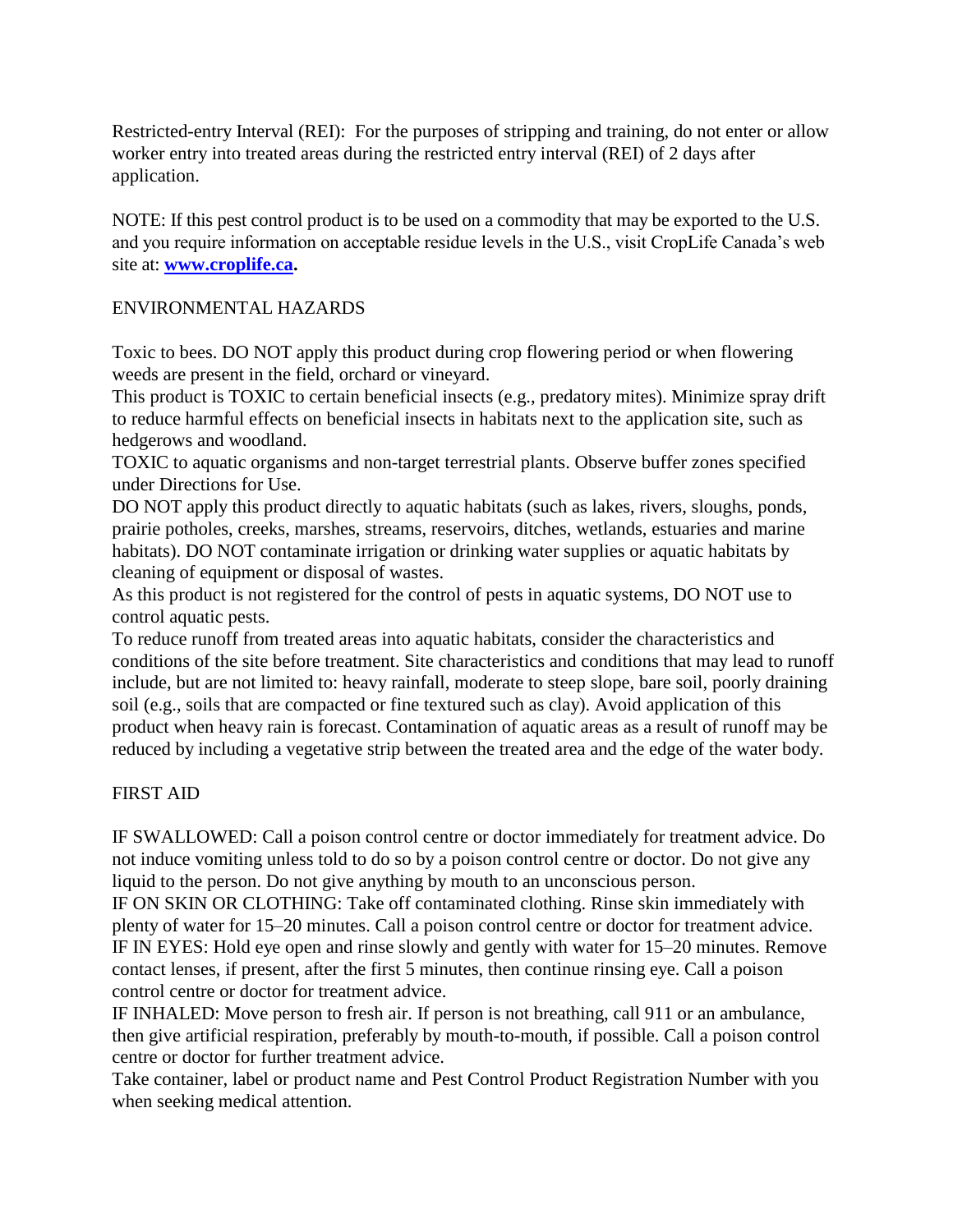Restricted-entry Interval (REI): For the purposes of stripping and training, do not enter or allow worker entry into treated areas during the restricted entry interval (REI) of 2 days after application.

NOTE: If this pest control product is to be used on a commodity that may be exported to the U.S. and you require information on acceptable residue levels in the U.S., visit CropLife Canada's web site at: **www.croplife.ca.**

## ENVIRONMENTAL HAZARDS

Toxic to bees. DO NOT apply this product during crop flowering period or when flowering weeds are present in the field, orchard or vineyard.

This product is TOXIC to certain beneficial insects (e.g., predatory mites). Minimize spray drift to reduce harmful effects on beneficial insects in habitats next to the application site, such as hedgerows and woodland.

TOXIC to aquatic organisms and non-target terrestrial plants. Observe buffer zones specified under Directions for Use.

DO NOT apply this product directly to aquatic habitats (such as lakes, rivers, sloughs, ponds, prairie potholes, creeks, marshes, streams, reservoirs, ditches, wetlands, estuaries and marine habitats). DO NOT contaminate irrigation or drinking water supplies or aquatic habitats by cleaning of equipment or disposal of wastes.

As this product is not registered for the control of pests in aquatic systems, DO NOT use to control aquatic pests.

To reduce runoff from treated areas into aquatic habitats, consider the characteristics and conditions of the site before treatment. Site characteristics and conditions that may lead to runoff include, but are not limited to: heavy rainfall, moderate to steep slope, bare soil, poorly draining soil (e.g., soils that are compacted or fine textured such as clay). Avoid application of this product when heavy rain is forecast. Contamination of aquatic areas as a result of runoff may be reduced by including a vegetative strip between the treated area and the edge of the water body.

## FIRST AID

IF SWALLOWED: Call a poison control centre or doctor immediately for treatment advice. Do not induce vomiting unless told to do so by a poison control centre or doctor. Do not give any liquid to the person. Do not give anything by mouth to an unconscious person.

IF ON SKIN OR CLOTHING: Take off contaminated clothing. Rinse skin immediately with plenty of water for 15–20 minutes. Call a poison control centre or doctor for treatment advice.

IF IN EYES: Hold eye open and rinse slowly and gently with water for 15–20 minutes. Remove contact lenses, if present, after the first 5 minutes, then continue rinsing eye. Call a poison control centre or doctor for treatment advice.

IF INHALED: Move person to fresh air. If person is not breathing, call 911 or an ambulance, then give artificial respiration, preferably by mouth-to-mouth, if possible. Call a poison control centre or doctor for further treatment advice.

Take container, label or product name and Pest Control Product Registration Number with you when seeking medical attention.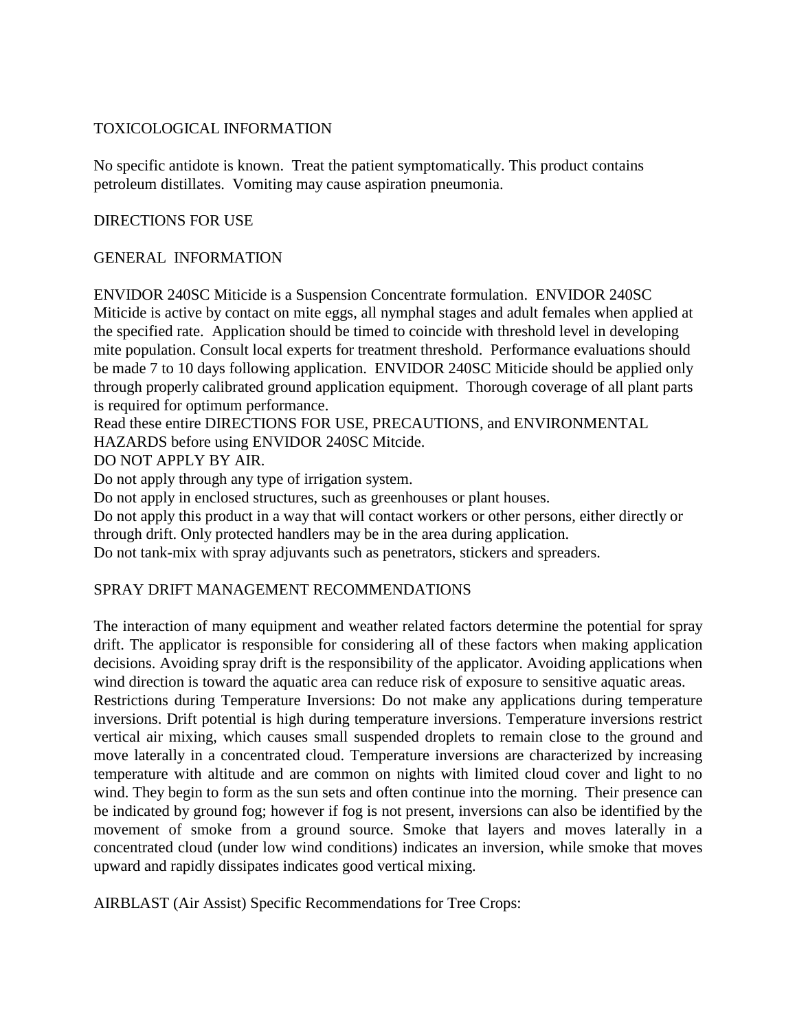## TOXICOLOGICAL INFORMATION

No specific antidote is known. Treat the patient symptomatically. This product contains petroleum distillates. Vomiting may cause aspiration pneumonia.

## DIRECTIONS FOR USE

### GENERAL INFORMATION

ENVIDOR 240SC Miticide is a Suspension Concentrate formulation. ENVIDOR 240SC Miticide is active by contact on mite eggs, all nymphal stages and adult females when applied at the specified rate. Application should be timed to coincide with threshold level in developing mite population. Consult local experts for treatment threshold. Performance evaluations should be made 7 to 10 days following application. ENVIDOR 240SC Miticide should be applied only through properly calibrated ground application equipment. Thorough coverage of all plant parts is required for optimum performance.

Read these entire DIRECTIONS FOR USE, PRECAUTIONS, and ENVIRONMENTAL HAZARDS before using ENVIDOR 240SC Mitcide.

DO NOT APPLY BY AIR.

Do not apply through any type of irrigation system.

Do not apply in enclosed structures, such as greenhouses or plant houses.

Do not apply this product in a way that will contact workers or other persons, either directly or through drift. Only protected handlers may be in the area during application.

Do not tank-mix with spray adjuvants such as penetrators, stickers and spreaders.

### SPRAY DRIFT MANAGEMENT RECOMMENDATIONS

The interaction of many equipment and weather related factors determine the potential for spray drift. The applicator is responsible for considering all of these factors when making application decisions. Avoiding spray drift is the responsibility of the applicator. Avoiding applications when wind direction is toward the aquatic area can reduce risk of exposure to sensitive aquatic areas.

Restrictions during Temperature Inversions: Do not make any applications during temperature inversions. Drift potential is high during temperature inversions. Temperature inversions restrict vertical air mixing, which causes small suspended droplets to remain close to the ground and move laterally in a concentrated cloud. Temperature inversions are characterized by increasing temperature with altitude and are common on nights with limited cloud cover and light to no wind. They begin to form as the sun sets and often continue into the morning. Their presence can be indicated by ground fog; however if fog is not present, inversions can also be identified by the movement of smoke from a ground source. Smoke that layers and moves laterally in a concentrated cloud (under low wind conditions) indicates an inversion, while smoke that moves upward and rapidly dissipates indicates good vertical mixing.

AIRBLAST (Air Assist) Specific Recommendations for Tree Crops: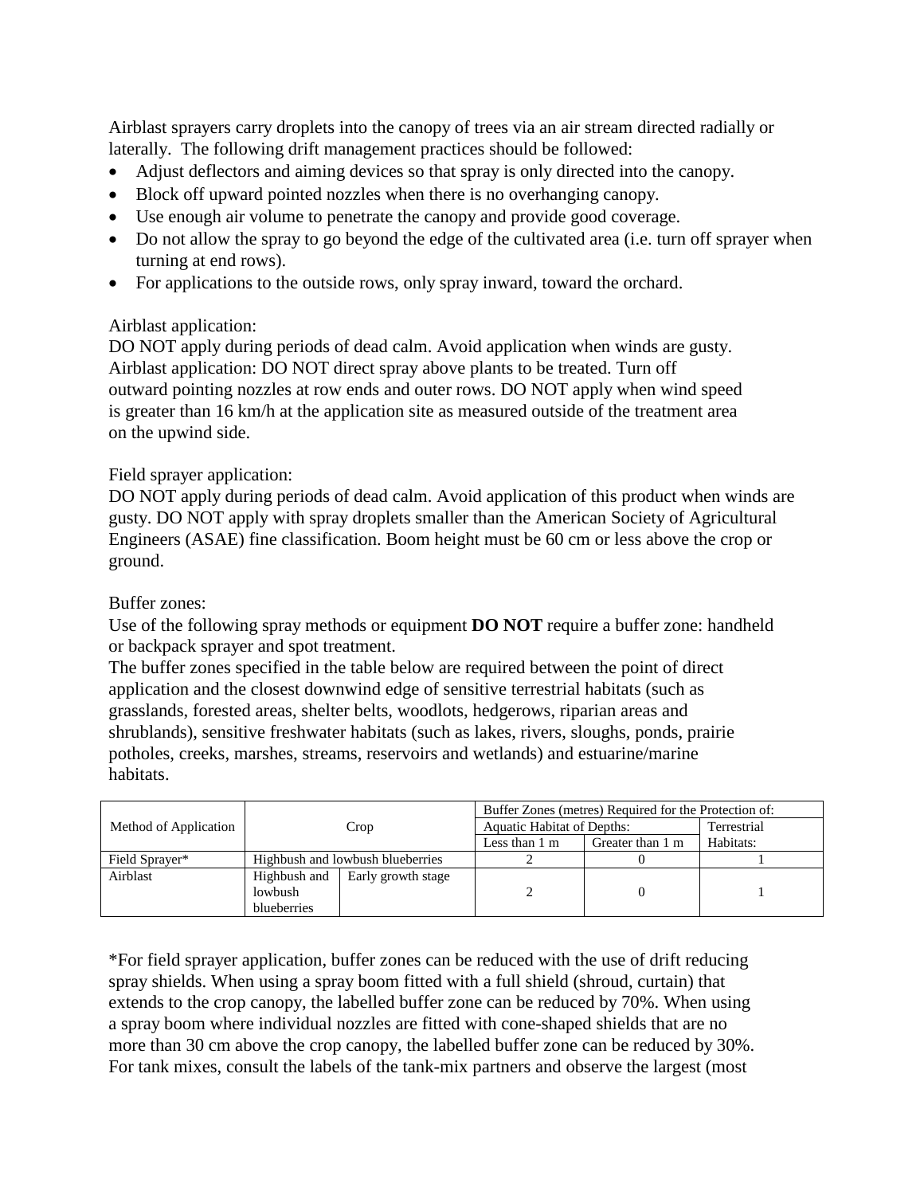Airblast sprayers carry droplets into the canopy of trees via an air stream directed radially or laterally. The following drift management practices should be followed:

- Adjust deflectors and aiming devices so that spray is only directed into the canopy.
- Block off upward pointed nozzles when there is no overhanging canopy.
- Use enough air volume to penetrate the canopy and provide good coverage.
- Do not allow the spray to go beyond the edge of the cultivated area (i.e. turn off sprayer when turning at end rows).
- For applications to the outside rows, only spray inward, toward the orchard.

Airblast application:
DO NOT apply during periods of dead calm. Avoid application when winds are gusty. Airblast application: DO NOT direct spray above plants to be treated. Turn off outward pointing nozzles at row ends and outer rows. DO NOT apply when wind speed is greater than 16 km/h at the application site as measured outside of the treatment area on the upwind side.

Field sprayer application:
DO NOT apply during periods of dead calm. Avoid application of this product when winds are gusty. DO NOT apply with spray droplets smaller than the American Society of Agricultural Engineers (ASAE) fine classification. Boom height must be 60 cm or less above the crop or ground.

Buffer zones:
Use of the following spray methods or equipment **DO NOT** require a buffer zone: handheld or backpack sprayer and spot treatment.
The buffer zones specified in the table below are required between the point of direct application and the closest downwind edge of sensitive terrestrial habitats (such as grasslands, forested areas, shelter belts, woodlots, hedgerows, riparian areas and shrublands), sensitive freshwater habitats (such as lakes, rivers, sloughs, ponds, prairie potholes, creeks, marshes, streams, reservoirs and wetlands) and estuarine/marine habitats.

| Method of Application | Crop | | Buffer Zones (metres) Required for the Protection of: | | |
|---|---|---|---|---|---|
| | | | Aquatic Habitat of Depths: | | Terrestrial Habitats: |
| | | | Less than 1 m | Greater than 1 m | |
| Field Sprayer* | Highbush and lowbush blueberries | | 2 | 0 | 1 |
| Airblast | Highbush and lowbush blueberries | Early growth stage | 2 | 0 | 1 |

*For field sprayer application, buffer zones can be reduced with the use of drift reducing spray shields. When using a spray boom fitted with a full shield (shroud, curtain) that extends to the crop canopy, the labelled buffer zone can be reduced by 70%. When using a spray boom where individual nozzles are fitted with cone-shaped shields that are no more than 30 cm above the crop canopy, the labelled buffer zone can be reduced by 30%. For tank mixes, consult the labels of the tank-mix partners and observe the largest (most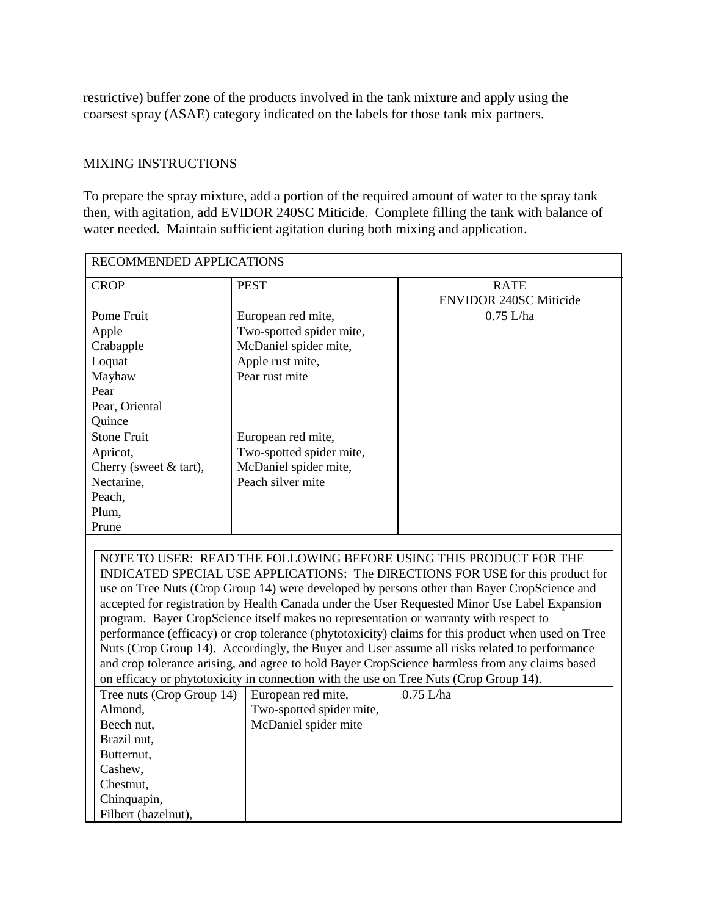restrictive) buffer zone of the products involved in the tank mixture and apply using the coarsest spray (ASAE) category indicated on the labels for those tank mix partners.

## MIXING INSTRUCTIONS

To prepare the spray mixture, add a portion of the required amount of water to the spray tank then, with agitation, add EVIDOR 240SC Miticide. Complete filling the tank with balance of water needed. Maintain sufficient agitation during both mixing and application.

| RECOMMENDED APPLICATIONS | | |
|---|---|---|
| CROP | PEST | RATE ENVIDOR 240SC Miticide |
| Pome Fruit<br>Apple<br>Crabapple<br>Loquat<br>Mayhaw<br>Pear<br>Pear, Oriental<br>Quince | European red mite,<br>Two-spotted spider mite,<br>McDaniel spider mite,<br>Apple rust mite,<br>Pear rust mite | 0.75 L/ha |
| Stone Fruit<br>Apricot,<br>Cherry (sweet & tart),<br>Nectarine,<br>Peach,<br>Plum,<br>Prune | European red mite,<br>Two-spotted spider mite,<br>McDaniel spider mite,<br>Peach silver mite | |

NOTE TO USER: READ THE FOLLOWING BEFORE USING THIS PRODUCT FOR THE INDICATED SPECIAL USE APPLICATIONS: The DIRECTIONS FOR USE for this product for use on Tree Nuts (Crop Group 14) were developed by persons other than Bayer CropScience and accepted for registration by Health Canada under the User Requested Minor Use Label Expansion program. Bayer CropScience itself makes no representation or warranty with respect to performance (efficacy) or crop tolerance (phytotoxicity) claims for this product when used on Tree Nuts (Crop Group 14). Accordingly, the Buyer and User assume all risks related to performance and crop tolerance arising, and agree to hold Bayer CropScience harmless from any claims based on efficacy or phytotoxicity in connection with the use on Tree Nuts (Crop Group 14).

| CROP | PEST | RATE |
|---|---|---|
| Tree nuts (Crop Group 14)<br>Almond,<br>Beech nut,<br>Brazil nut,<br>Butternut,<br>Cashew,<br>Chestnut,<br>Chinquapin,<br>Filbert (hazelnut), | European red mite,<br>Two-spotted spider mite,<br>McDaniel spider mite | 0.75 L/ha |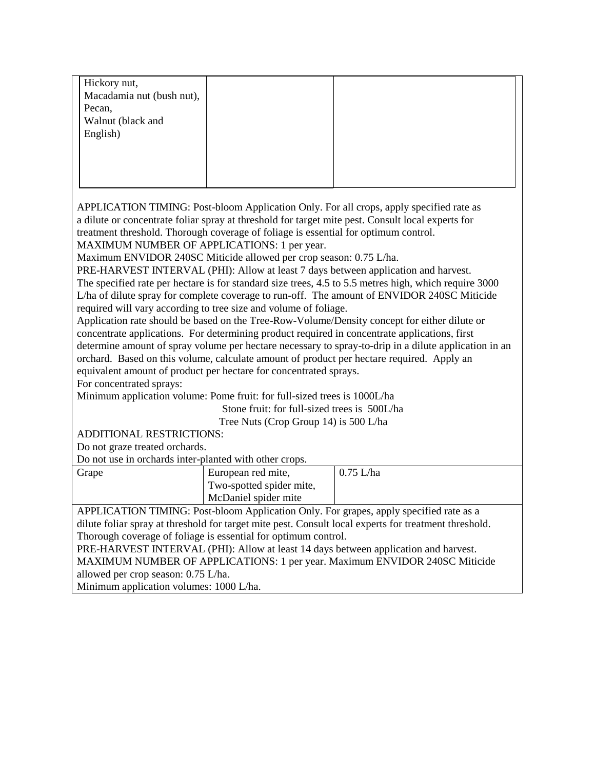| | | |
|---|---|---|
| Hickory nut,<br>Macadamia nut (bush nut),<br>Pecan,<br>Walnut (black and English) | | |

APPLICATION TIMING: Post-bloom Application Only. For all crops, apply specified rate as a dilute or concentrate foliar spray at threshold for target mite pest. Consult local experts for treatment threshold. Thorough coverage of foliage is essential for optimum control.
MAXIMUM NUMBER OF APPLICATIONS: 1 per year.
Maximum ENVIDOR 240SC Miticide allowed per crop season: 0.75 L/ha.
PRE-HARVEST INTERVAL (PHI): Allow at least 7 days between application and harvest.
The specified rate per hectare is for standard size trees, 4.5 to 5.5 metres high, which require 3000 L/ha of dilute spray for complete coverage to run-off. The amount of ENVIDOR 240SC Miticide required will vary according to tree size and volume of foliage.
Application rate should be based on the Tree-Row-Volume/Density concept for either dilute or concentrate applications. For determining product required in concentrate applications, first determine amount of spray volume per hectare necessary to spray-to-drip in a dilute application in an orchard. Based on this volume, calculate amount of product per hectare required. Apply an equivalent amount of product per hectare for concentrated sprays.
For concentrated sprays:
Minimum application volume: Pome fruit: for full-sized trees is 1000L/ha
Stone fruit: for full-sized trees is 500L/ha
Tree Nuts (Crop Group 14) is 500 L/ha
ADDITIONAL RESTRICTIONS:
Do not graze treated orchards.
Do not use in orchards inter-planted with other crops.

| | | |
|---|---|---|
| Grape | European red mite,<br>Two-spotted spider mite,<br>McDaniel spider mite | 0.75 L/ha |

APPLICATION TIMING: Post-bloom Application Only. For grapes, apply specified rate as a dilute foliar spray at threshold for target mite pest. Consult local experts for treatment threshold. Thorough coverage of foliage is essential for optimum control.
PRE-HARVEST INTERVAL (PHI): Allow at least 14 days between application and harvest.
MAXIMUM NUMBER OF APPLICATIONS: 1 per year. Maximum ENVIDOR 240SC Miticide allowed per crop season: 0.75 L/ha.
Minimum application volumes: 1000 L/ha.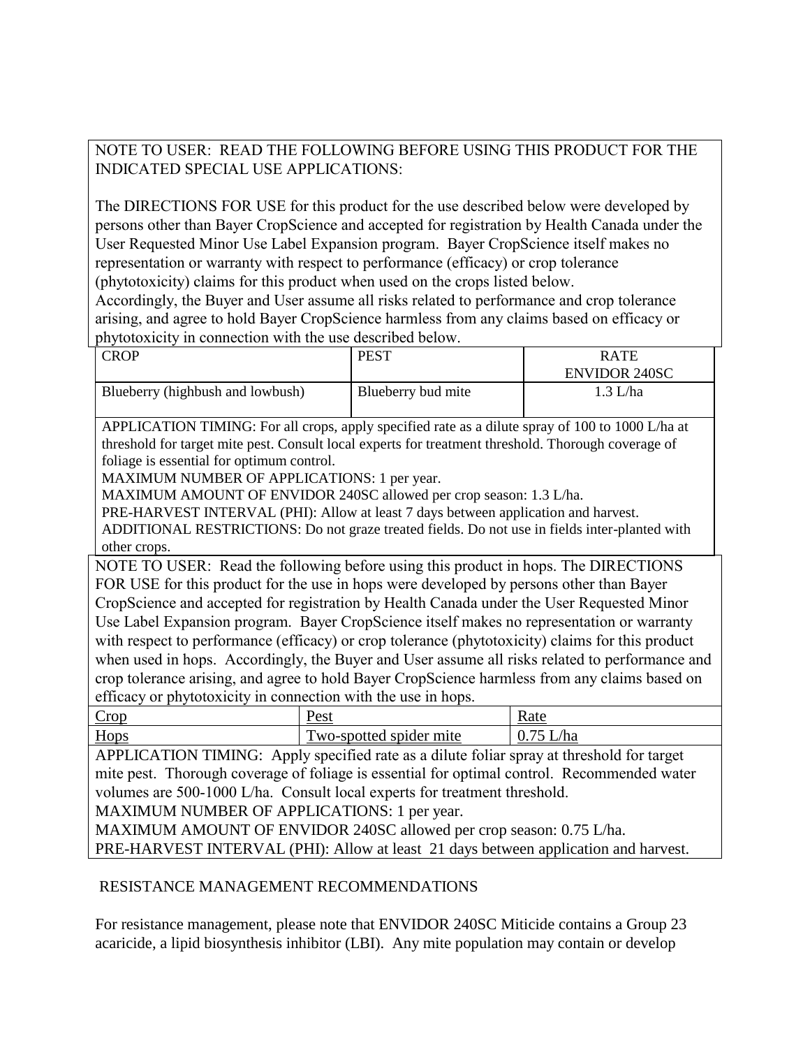NOTE TO USER: READ THE FOLLOWING BEFORE USING THIS PRODUCT FOR THE INDICATED SPECIAL USE APPLICATIONS:

The DIRECTIONS FOR USE for this product for the use described below were developed by persons other than Bayer CropScience and accepted for registration by Health Canada under the User Requested Minor Use Label Expansion program. Bayer CropScience itself makes no representation or warranty with respect to performance (efficacy) or crop tolerance (phytotoxicity) claims for this product when used on the crops listed below. Accordingly, the Buyer and User assume all risks related to performance and crop tolerance arising, and agree to hold Bayer CropScience harmless from any claims based on efficacy or phytotoxicity in connection with the use described below.

| CROP | PEST | RATE ENVIDOR 240SC |
|---|---|---|
| Blueberry (highbush and lowbush) | Blueberry bud mite | 1.3 L/ha |

APPLICATION TIMING: For all crops, apply specified rate as a dilute spray of 100 to 1000 L/ha at threshold for target mite pest. Consult local experts for treatment threshold. Thorough coverage of foliage is essential for optimum control.
MAXIMUM NUMBER OF APPLICATIONS: 1 per year.
MAXIMUM AMOUNT OF ENVIDOR 240SC allowed per crop season: 1.3 L/ha.
PRE-HARVEST INTERVAL (PHI): Allow at least 7 days between application and harvest.
ADDITIONAL RESTRICTIONS: Do not graze treated fields. Do not use in fields inter-planted with other crops.

NOTE TO USER: Read the following before using this product in hops. The DIRECTIONS FOR USE for this product for the use in hops were developed by persons other than Bayer CropScience and accepted for registration by Health Canada under the User Requested Minor Use Label Expansion program. Bayer CropScience itself makes no representation or warranty with respect to performance (efficacy) or crop tolerance (phytotoxicity) claims for this product when used in hops. Accordingly, the Buyer and User assume all risks related to performance and crop tolerance arising, and agree to hold Bayer CropScience harmless from any claims based on efficacy or phytotoxicity in connection with the use in hops.

| Crop | Pest | Rate |
|---|---|---|
| Hops | Two-spotted spider mite | 0.75 L/ha |

APPLICATION TIMING: Apply specified rate as a dilute foliar spray at threshold for target mite pest. Thorough coverage of foliage is essential for optimal control. Recommended water volumes are 500-1000 L/ha. Consult local experts for treatment threshold.
MAXIMUM NUMBER OF APPLICATIONS: 1 per year.
MAXIMUM AMOUNT OF ENVIDOR 240SC allowed per crop season: 0.75 L/ha.
PRE-HARVEST INTERVAL (PHI): Allow at least 21 days between application and harvest.

RESISTANCE MANAGEMENT RECOMMENDATIONS

For resistance management, please note that ENVIDOR 240SC Miticide contains a Group 23 acaricide, a lipid biosynthesis inhibitor (LBI). Any mite population may contain or develop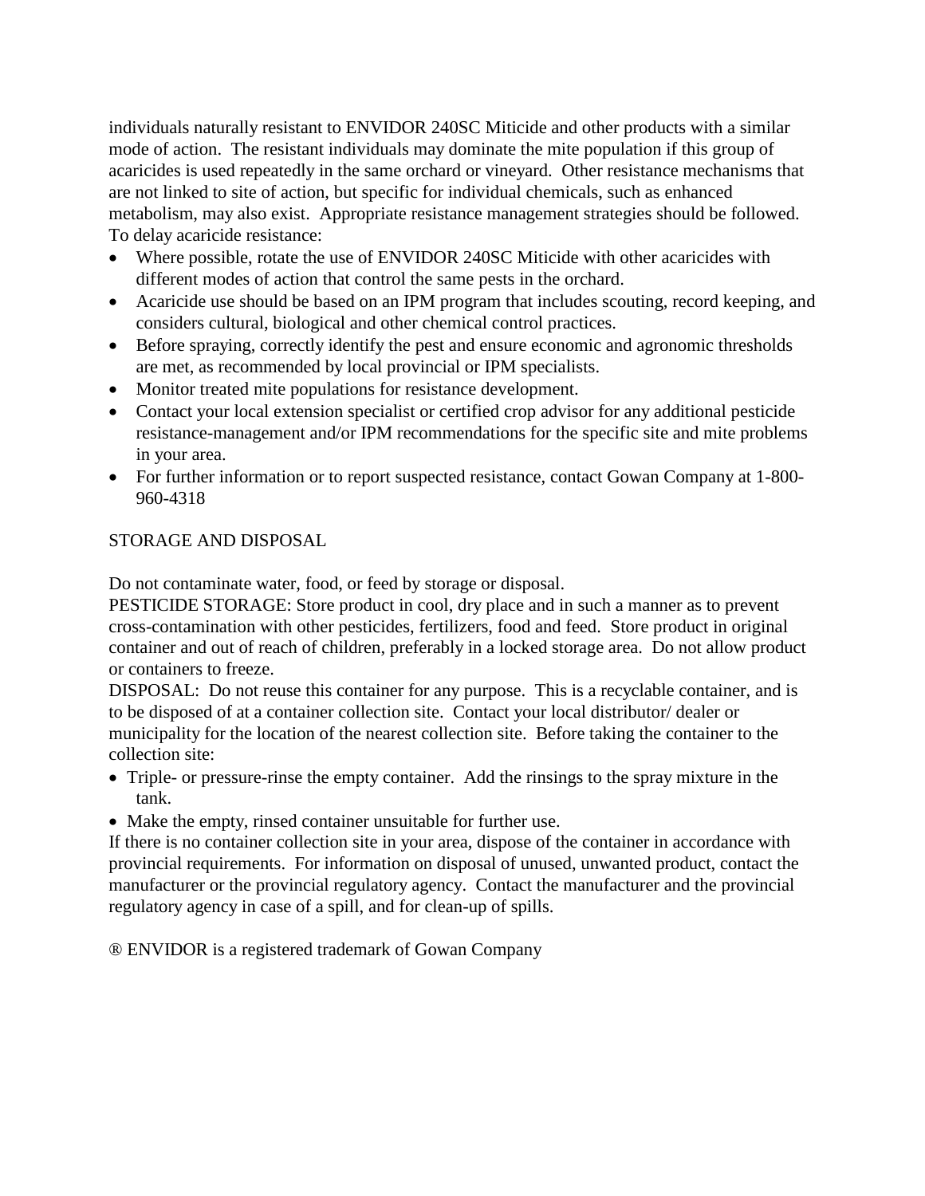individuals naturally resistant to ENVIDOR 240SC Miticide and other products with a similar mode of action. The resistant individuals may dominate the mite population if this group of acaricides is used repeatedly in the same orchard or vineyard. Other resistance mechanisms that are not linked to site of action, but specific for individual chemicals, such as enhanced metabolism, may also exist. Appropriate resistance management strategies should be followed. To delay acaricide resistance:

- Where possible, rotate the use of ENVIDOR 240SC Miticide with other acaricides with different modes of action that control the same pests in the orchard.
- Acaricide use should be based on an IPM program that includes scouting, record keeping, and considers cultural, biological and other chemical control practices.
- Before spraying, correctly identify the pest and ensure economic and agronomic thresholds are met, as recommended by local provincial or IPM specialists.
- Monitor treated mite populations for resistance development.
- Contact your local extension specialist or certified crop advisor for any additional pesticide resistance-management and/or IPM recommendations for the specific site and mite problems in your area.
- For further information or to report suspected resistance, contact Gowan Company at 1-800-960-4318

STORAGE AND DISPOSAL

Do not contaminate water, food, or feed by storage or disposal.
PESTICIDE STORAGE: Store product in cool, dry place and in such a manner as to prevent cross-contamination with other pesticides, fertilizers, food and feed. Store product in original container and out of reach of children, preferably in a locked storage area. Do not allow product or containers to freeze.
DISPOSAL: Do not reuse this container for any purpose. This is a recyclable container, and is to be disposed of at a container collection site. Contact your local distributor/ dealer or municipality for the location of the nearest collection site. Before taking the container to the collection site:

- Triple- or pressure-rinse the empty container. Add the rinsings to the spray mixture in the tank.
- Make the empty, rinsed container unsuitable for further use.

If there is no container collection site in your area, dispose of the container in accordance with provincial requirements. For information on disposal of unused, unwanted product, contact the manufacturer or the provincial regulatory agency. Contact the manufacturer and the provincial regulatory agency in case of a spill, and for clean-up of spills.

® ENVIDOR is a registered trademark of Gowan Company